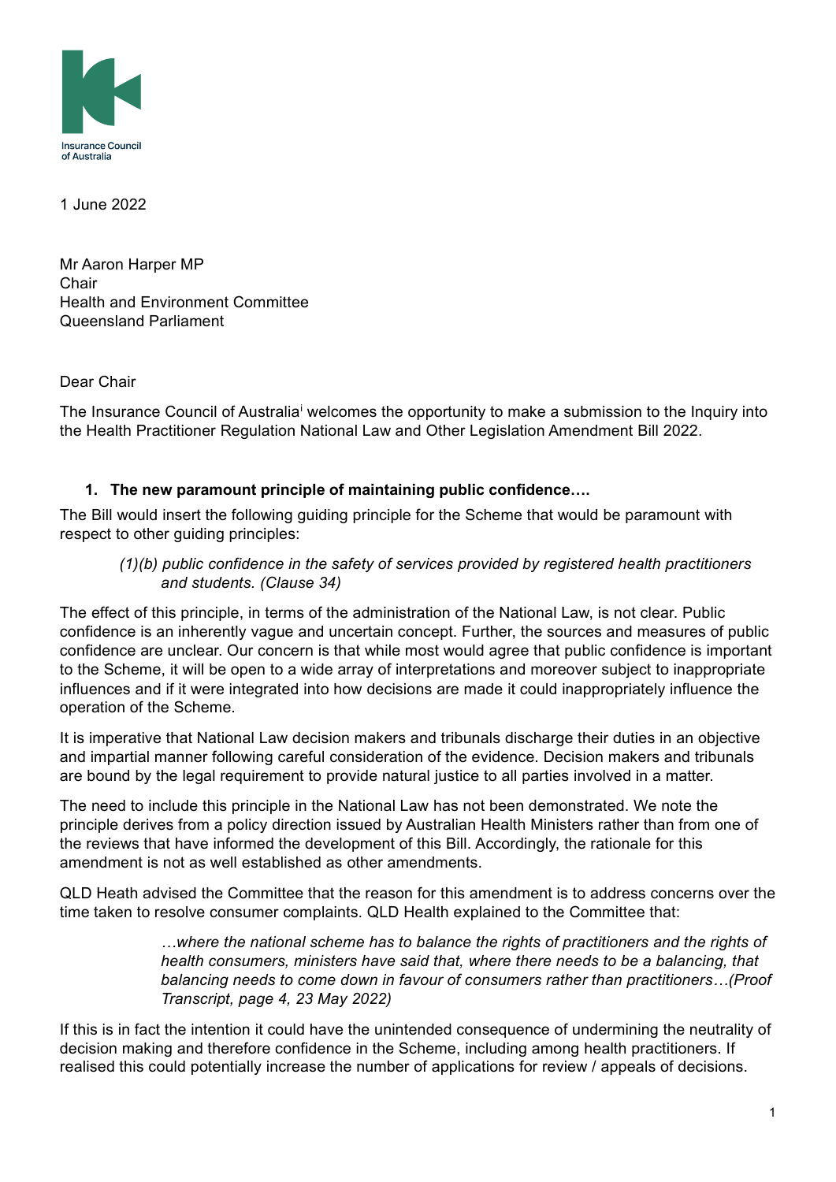Insurance Council of Australia

1 June 2022

Mr Aaron Harper MP
Chair
Health and Environment Committee
Queensland Parliament

Dear Chair

The Insurance Council of Australia[i] welcomes the opportunity to make a submission to the Inquiry into the Health Practitioner Regulation National Law and Other Legislation Amendment Bill 2022.

1. **The new paramount principle of maintaining public confidence….**

The Bill would insert the following guiding principle for the Scheme that would be paramount with respect to other guiding principles:

> *(1)(b) public confidence in the safety of services provided by registered health practitioners and students. (Clause 34)*

The effect of this principle, in terms of the administration of the National Law, is not clear. Public confidence is an inherently vague and uncertain concept. Further, the sources and measures of public confidence are unclear. Our concern is that while most would agree that public confidence is important to the Scheme, it will be open to a wide array of interpretations and moreover subject to inappropriate influences and if it were integrated into how decisions are made it could inappropriately influence the operation of the Scheme.

It is imperative that National Law decision makers and tribunals discharge their duties in an objective and impartial manner following careful consideration of the evidence. Decision makers and tribunals are bound by the legal requirement to provide natural justice to all parties involved in a matter.

The need to include this principle in the National Law has not been demonstrated. We note the principle derives from a policy direction issued by Australian Health Ministers rather than from one of the reviews that have informed the development of this Bill. Accordingly, the rationale for this amendment is not as well established as other amendments.

QLD Heath advised the Committee that the reason for this amendment is to address concerns over the time taken to resolve consumer complaints. QLD Health explained to the Committee that:

> *…where the national scheme has to balance the rights of practitioners and the rights of health consumers, ministers have said that, where there needs to be a balancing, that balancing needs to come down in favour of consumers rather than practitioners…(Proof Transcript, page 4, 23 May 2022)*

If this is in fact the intention it could have the unintended consequence of undermining the neutrality of decision making and therefore confidence in the Scheme, including among health practitioners. If realised this could potentially increase the number of applications for review / appeals of decisions.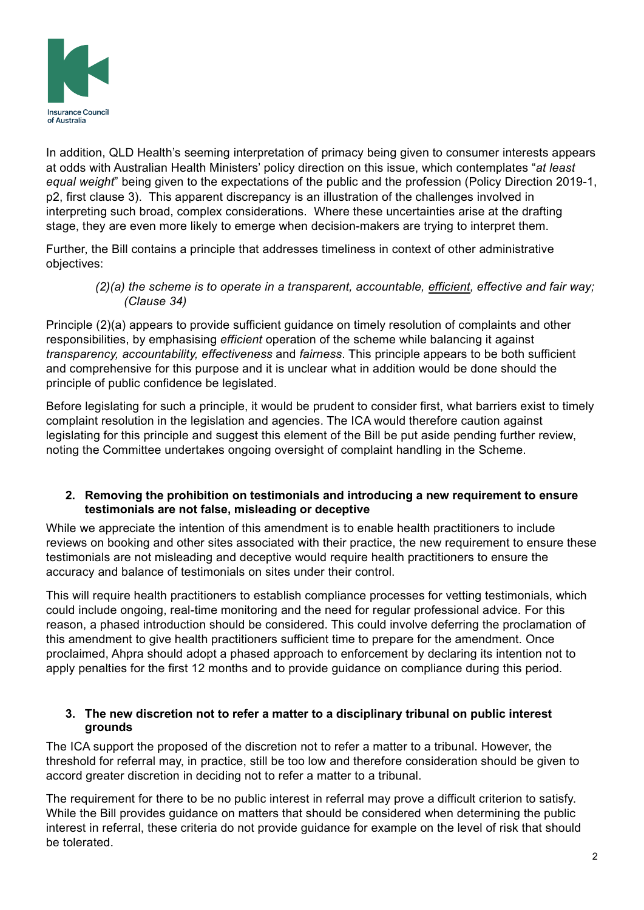In addition, QLD Health's seeming interpretation of primacy being given to consumer interests appears at odds with Australian Health Ministers' policy direction on this issue, which contemplates "*at least equal weight*" being given to the expectations of the public and the profession (Policy Direction 2019-1, p2, first clause 3). This apparent discrepancy is an illustration of the challenges involved in interpreting such broad, complex considerations. Where these uncertainties arise at the drafting stage, they are even more likely to emerge when decision-makers are trying to interpret them.

Further, the Bill contains a principle that addresses timeliness in context of other administrative objectives:

> *(2)(a) the scheme is to operate in a transparent, accountable, <u>efficient</u>, effective and fair way; (Clause 34)*

Principle (2)(a) appears to provide sufficient guidance on timely resolution of complaints and other responsibilities, by emphasising *efficient* operation of the scheme while balancing it against *transparency, accountability, effectiveness* and *fairness*. This principle appears to be both sufficient and comprehensive for this purpose and it is unclear what in addition would be done should the principle of public confidence be legislated.

Before legislating for such a principle, it would be prudent to consider first, what barriers exist to timely complaint resolution in the legislation and agencies. The ICA would therefore caution against legislating for this principle and suggest this element of the Bill be put aside pending further review, noting the Committee undertakes ongoing oversight of complaint handling in the Scheme.

**2. Removing the prohibition on testimonials and introducing a new requirement to ensure testimonials are not false, misleading or deceptive**

While we appreciate the intention of this amendment is to enable health practitioners to include reviews on booking and other sites associated with their practice, the new requirement to ensure these testimonials are not misleading and deceptive would require health practitioners to ensure the accuracy and balance of testimonials on sites under their control.

This will require health practitioners to establish compliance processes for vetting testimonials, which could include ongoing, real-time monitoring and the need for regular professional advice. For this reason, a phased introduction should be considered. This could involve deferring the proclamation of this amendment to give health practitioners sufficient time to prepare for the amendment. Once proclaimed, Ahpra should adopt a phased approach to enforcement by declaring its intention not to apply penalties for the first 12 months and to provide guidance on compliance during this period.

**3. The new discretion not to refer a matter to a disciplinary tribunal on public interest grounds**

The ICA support the proposed of the discretion not to refer a matter to a tribunal. However, the threshold for referral may, in practice, still be too low and therefore consideration should be given to accord greater discretion in deciding not to refer a matter to a tribunal.

The requirement for there to be no public interest in referral may prove a difficult criterion to satisfy. While the Bill provides guidance on matters that should be considered when determining the public interest in referral, these criteria do not provide guidance for example on the level of risk that should be tolerated.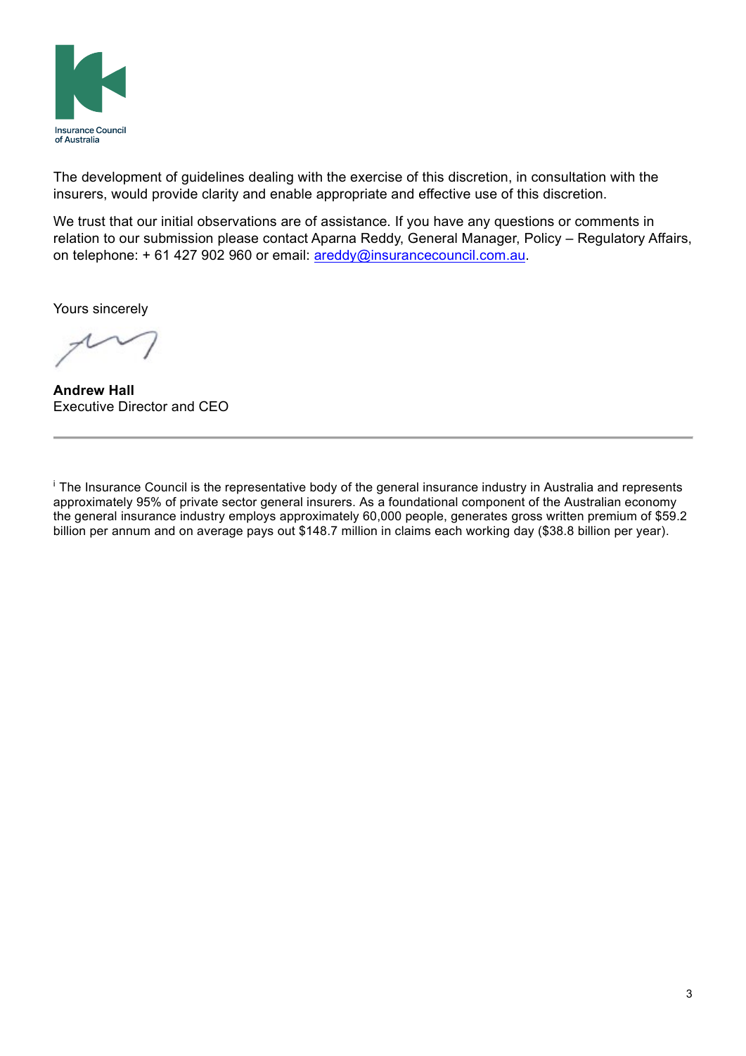The development of guidelines dealing with the exercise of this discretion, in consultation with the insurers, would provide clarity and enable appropriate and effective use of this discretion.

We trust that our initial observations are of assistance. If you have any questions or comments in relation to our submission please contact Aparna Reddy, General Manager, Policy – Regulatory Affairs, on telephone: + 61 427 902 960 or email: areddy@insurancecouncil.com.au.

Yours sincerely

**Andrew Hall**
Executive Director and CEO

---

[i] The Insurance Council is the representative body of the general insurance industry in Australia and represents approximately 95% of private sector general insurers. As a foundational component of the Australian economy the general insurance industry employs approximately 60,000 people, generates gross written premium of $59.2 billion per annum and on average pays out $148.7 million in claims each working day ($38.8 billion per year).